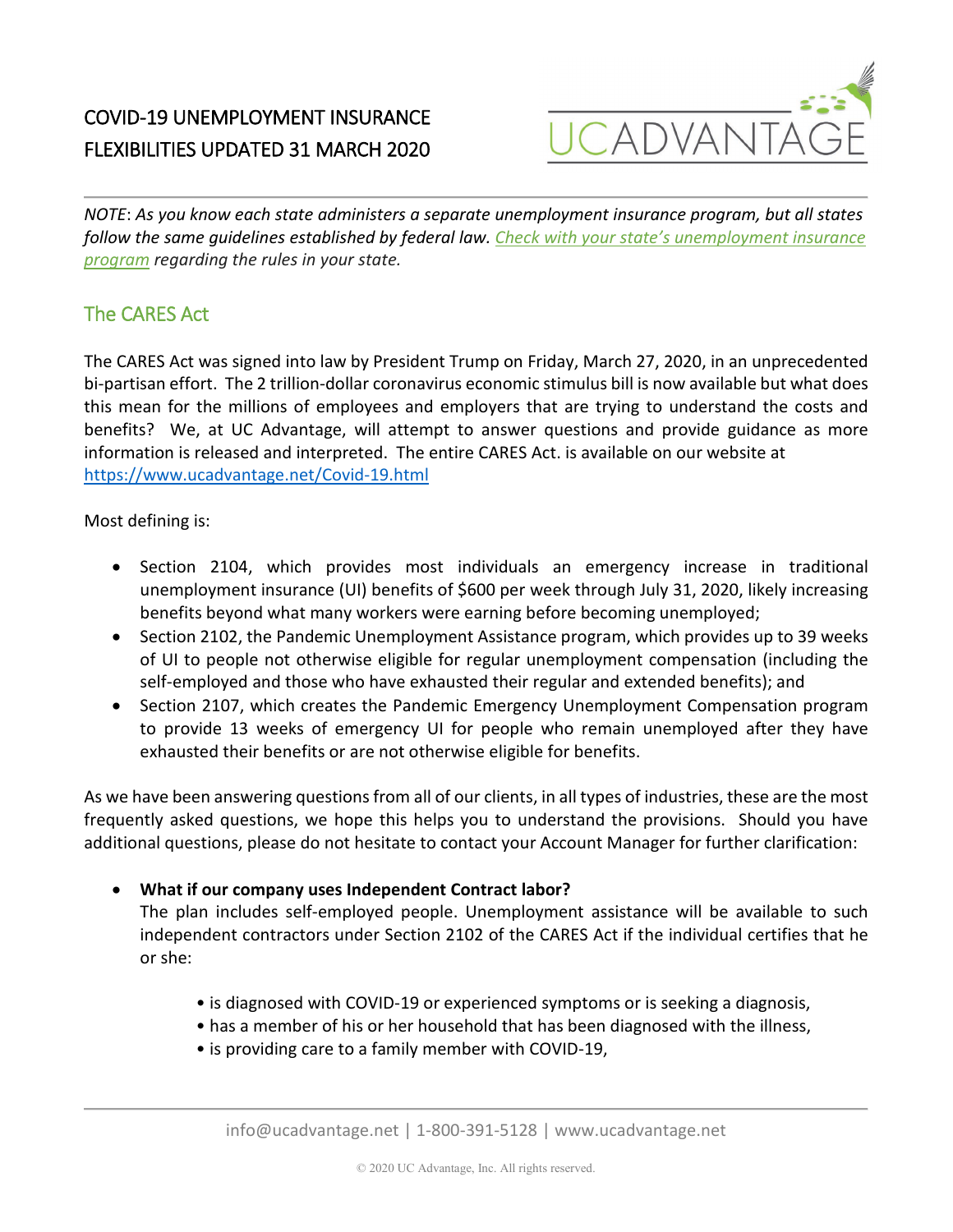# COVID-19 UNEMPLOYMENT INSURANCE FLEXIBILITIES UPDATED 31 MARCH 2020

UCADVANTAGE

---

*NOTE: As you know each state administers a separate unemployment insurance program, but all states follow the same guidelines established by federal law. [Check with your state's unemployment insurance program](#) regarding the rules in your state.*

## The CARES Act

The CARES Act was signed into law by President Trump on Friday, March 27, 2020, in an unprecedented bi-partisan effort. The 2 trillion-dollar coronavirus economic stimulus bill is now available but what does this mean for the millions of employees and employers that are trying to understand the costs and benefits? We, at UC Advantage, will attempt to answer questions and provide guidance as more information is released and interpreted. The entire CARES Act. is available on our website at https://www.ucadvantage.net/Covid-19.html

Most defining is:

- Section 2104, which provides most individuals an emergency increase in traditional unemployment insurance (UI) benefits of $600 per week through July 31, 2020, likely increasing benefits beyond what many workers were earning before becoming unemployed;
- Section 2102, the Pandemic Unemployment Assistance program, which provides up to 39 weeks of UI to people not otherwise eligible for regular unemployment compensation (including the self-employed and those who have exhausted their regular and extended benefits); and
- Section 2107, which creates the Pandemic Emergency Unemployment Compensation program to provide 13 weeks of emergency UI for people who remain unemployed after they have exhausted their benefits or are not otherwise eligible for benefits.

As we have been answering questions from all of our clients, in all types of industries, these are the most frequently asked questions, we hope this helps you to understand the provisions. Should you have additional questions, please do not hesitate to contact your Account Manager for further clarification:

- **What if our company uses Independent Contract labor?**
  The plan includes self-employed people. Unemployment assistance will be available to such independent contractors under Section 2102 of the CARES Act if the individual certifies that he or she:

  - is diagnosed with COVID-19 or experienced symptoms or is seeking a diagnosis,
  - has a member of his or her household that has been diagnosed with the illness,
  - is providing care to a family member with COVID-19,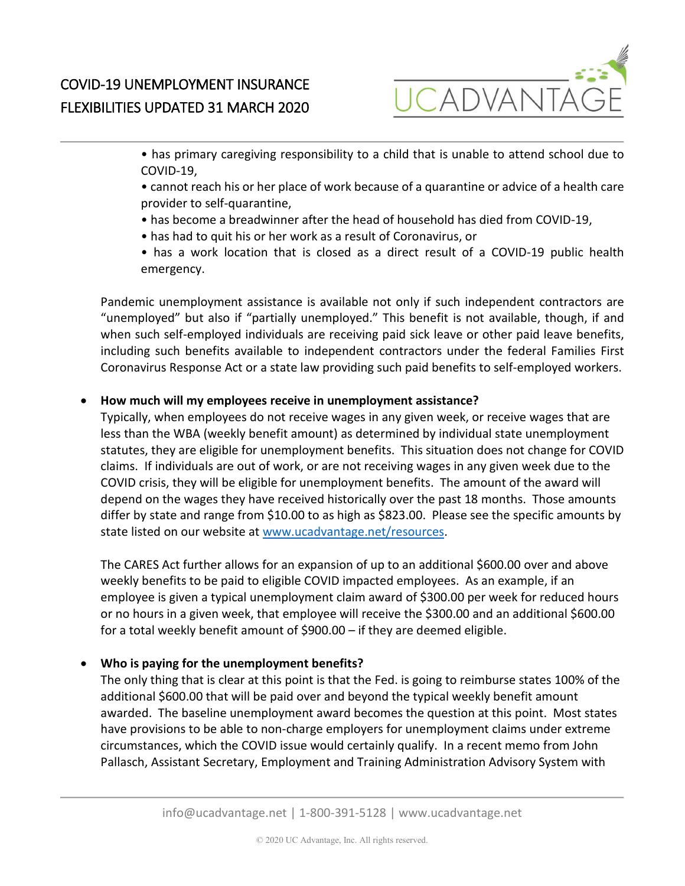- has primary caregiving responsibility to a child that is unable to attend school due to COVID-19,
- cannot reach his or her place of work because of a quarantine or advice of a health care provider to self-quarantine,
- has become a breadwinner after the head of household has died from COVID-19,
- has had to quit his or her work as a result of Coronavirus, or
- has a work location that is closed as a direct result of a COVID-19 public health emergency.

Pandemic unemployment assistance is available not only if such independent contractors are "unemployed" but also if "partially unemployed." This benefit is not available, though, if and when such self-employed individuals are receiving paid sick leave or other paid leave benefits, including such benefits available to independent contractors under the federal Families First Coronavirus Response Act or a state law providing such paid benefits to self-employed workers.

- **How much will my employees receive in unemployment assistance?**
  Typically, when employees do not receive wages in any given week, or receive wages that are less than the WBA (weekly benefit amount) as determined by individual state unemployment statutes, they are eligible for unemployment benefits. This situation does not change for COVID claims. If individuals are out of work, or are not receiving wages in any given week due to the COVID crisis, they will be eligible for unemployment benefits. The amount of the award will depend on the wages they have received historically over the past 18 months. Those amounts differ by state and range from $10.00 to as high as $823.00. Please see the specific amounts by state listed on our website at [www.ucadvantage.net/resources](www.ucadvantage.net/resources).

  The CARES Act further allows for an expansion of up to an additional $600.00 over and above weekly benefits to be paid to eligible COVID impacted employees. As an example, if an employee is given a typical unemployment claim award of $300.00 per week for reduced hours or no hours in a given week, that employee will receive the $300.00 and an additional $600.00 for a total weekly benefit amount of $900.00 – if they are deemed eligible.

- **Who is paying for the unemployment benefits?**
  The only thing that is clear at this point is that the Fed. is going to reimburse states 100% of the additional $600.00 that will be paid over and beyond the typical weekly benefit amount awarded. The baseline unemployment award becomes the question at this point. Most states have provisions to be able to non-charge employers for unemployment claims under extreme circumstances, which the COVID issue would certainly qualify. In a recent memo from John Pallasch, Assistant Secretary, Employment and Training Administration Advisory System with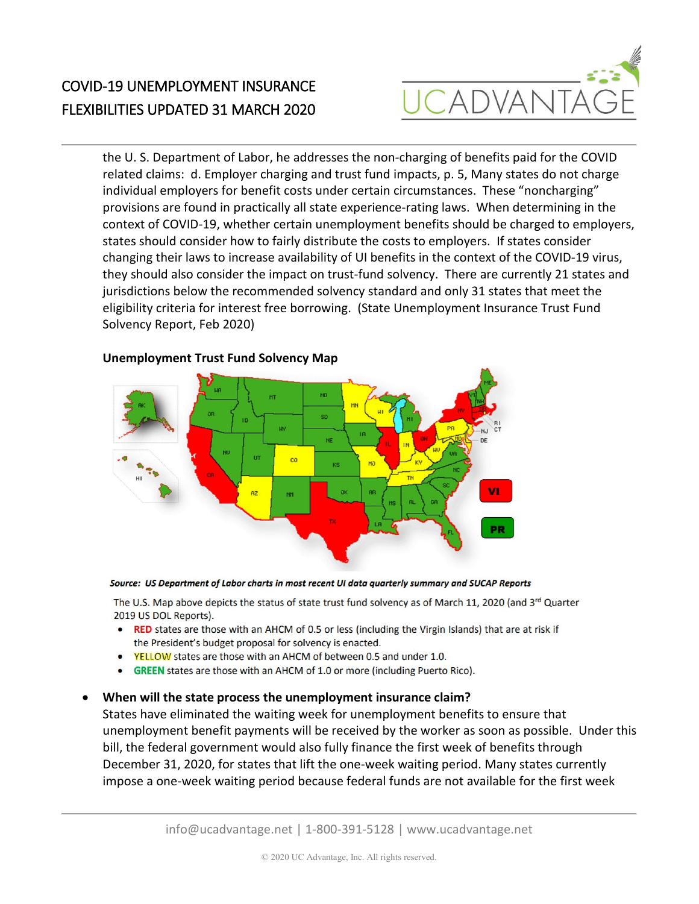the U. S. Department of Labor, he addresses the non-charging of benefits paid for the COVID related claims: d. Employer charging and trust fund impacts, p. 5, Many states do not charge individual employers for benefit costs under certain circumstances. These "noncharging" provisions are found in practically all state experience-rating laws. When determining in the context of COVID-19, whether certain unemployment benefits should be charged to employers, states should consider how to fairly distribute the costs to employers. If states consider changing their laws to increase availability of UI benefits in the context of the COVID-19 virus, they should also consider the impact on trust-fund solvency. There are currently 21 states and jurisdictions below the recommended solvency standard and only 31 states that meet the eligibility criteria for interest free borrowing. (State Unemployment Insurance Trust Fund Solvency Report, Feb 2020)

**Unemployment Trust Fund Solvency Map**

***Source: US Department of Labor charts in most recent UI data quarterly summary and SUCAP Reports***

The U.S. Map above depicts the status of state trust fund solvency as of March 11, 2020 (and 3rd Quarter 2019 US DOL Reports).

- **RED** states are those with an AHCM of 0.5 or less (including the Virgin Islands) that are at risk if the President's budget proposal for solvency is enacted.
- **YELLOW** states are those with an AHCM of between 0.5 and under 1.0.
- **GREEN** states are those with an AHCM of 1.0 or more (including Puerto Rico).

- **When will the state process the unemployment insurance claim?**
  States have eliminated the waiting week for unemployment benefits to ensure that unemployment benefit payments will be received by the worker as soon as possible. Under this bill, the federal government would also fully finance the first week of benefits through December 31, 2020, for states that lift the one-week waiting period. Many states currently impose a one-week waiting period because federal funds are not available for the first week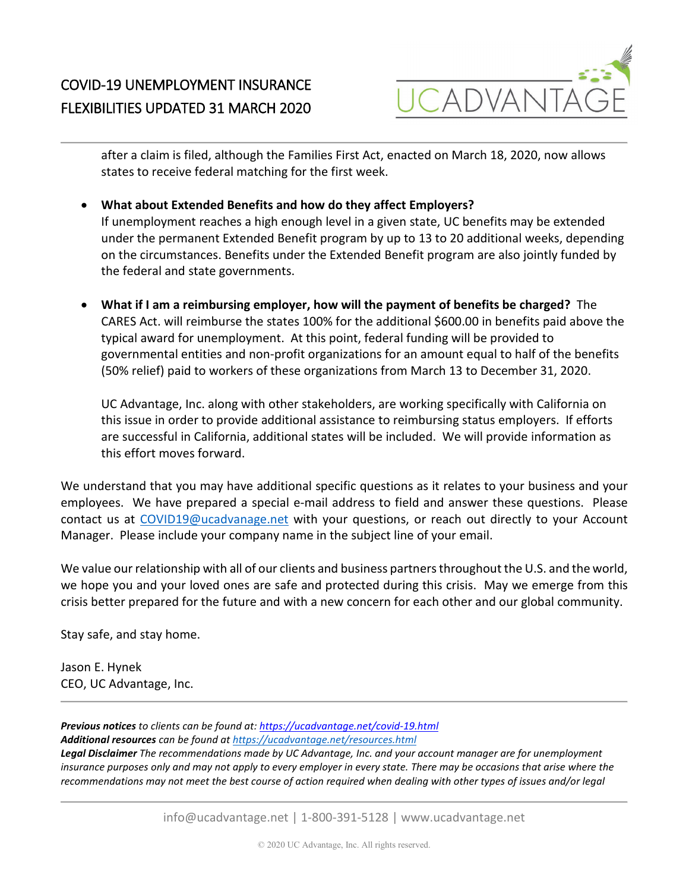after a claim is filed, although the Families First Act, enacted on March 18, 2020, now allows states to receive federal matching for the first week.

- **What about Extended Benefits and how do they affect Employers?**
  If unemployment reaches a high enough level in a given state, UC benefits may be extended under the permanent Extended Benefit program by up to 13 to 20 additional weeks, depending on the circumstances. Benefits under the Extended Benefit program are also jointly funded by the federal and state governments.

- **What if I am a reimbursing employer, how will the payment of benefits be charged?** The CARES Act. will reimburse the states 100% for the additional $600.00 in benefits paid above the typical award for unemployment. At this point, federal funding will be provided to governmental entities and non-profit organizations for an amount equal to half of the benefits (50% relief) paid to workers of these organizations from March 13 to December 31, 2020.

  UC Advantage, Inc. along with other stakeholders, are working specifically with California on this issue in order to provide additional assistance to reimbursing status employers. If efforts are successful in California, additional states will be included. We will provide information as this effort moves forward.

We understand that you may have additional specific questions as it relates to your business and your employees. We have prepared a special e-mail address to field and answer these questions. Please contact us at [COVID19@ucadvanage.net](mailto:COVID19@ucadvanage.net) with your questions, or reach out directly to your Account Manager. Please include your company name in the subject line of your email.

We value our relationship with all of our clients and business partners throughout the U.S. and the world, we hope you and your loved ones are safe and protected during this crisis. May we emerge from this crisis better prepared for the future and with a new concern for each other and our global community.

Stay safe, and stay home.

Jason E. Hynek
CEO, UC Advantage, Inc.

---

***Previous notices*** *to clients can be found at:* [*https://ucadvantage.net/covid-19.html*](https://ucadvantage.net/covid-19.html)
***Additional resources*** *can be found at* [*https://ucadvantage.net/resources.html*](https://ucadvantage.net/resources.html)
***Legal Disclaimer*** *The recommendations made by UC Advantage, Inc. and your account manager are for unemployment insurance purposes only and may not apply to every employer in every state. There may be occasions that arise where the recommendations may not meet the best course of action required when dealing with other types of issues and/or legal*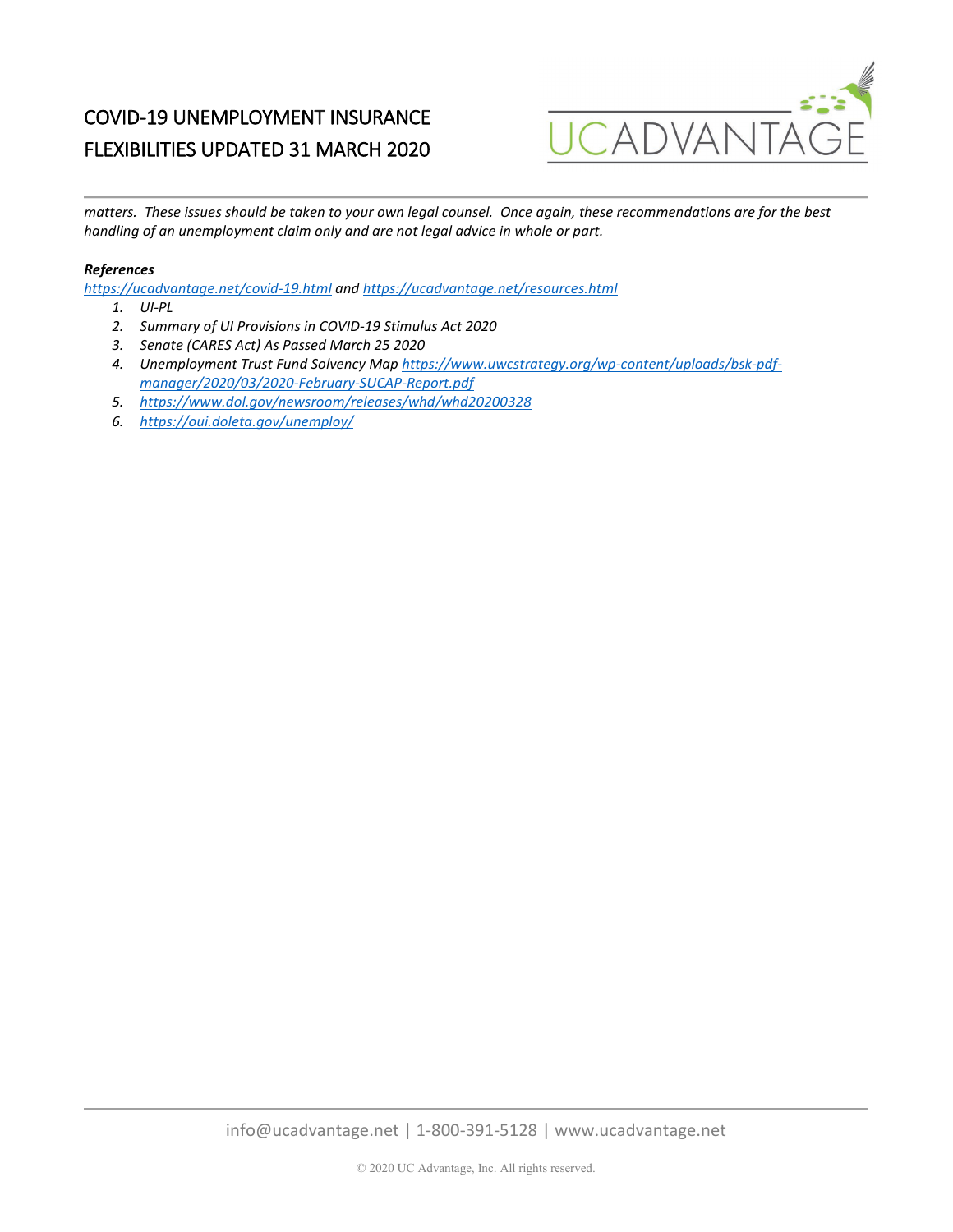*matters. These issues should be taken to your own legal counsel. Once again, these recommendations are for the best handling of an unemployment claim only and are not legal advice in whole or part.*

***References***

*https://ucadvantage.net/covid-19.html and https://ucadvantage.net/resources.html*

1. *UI-PL*
2. *Summary of UI Provisions in COVID-19 Stimulus Act 2020*
3. *Senate (CARES Act) As Passed March 25 2020*
4. *Unemployment Trust Fund Solvency Map https://www.uwcstrategy.org/wp-content/uploads/bsk-pdf-manager/2020/03/2020-February-SUCAP-Report.pdf*
5. *https://www.dol.gov/newsroom/releases/whd/whd20200328*
6. *https://oui.doleta.gov/unemploy/*